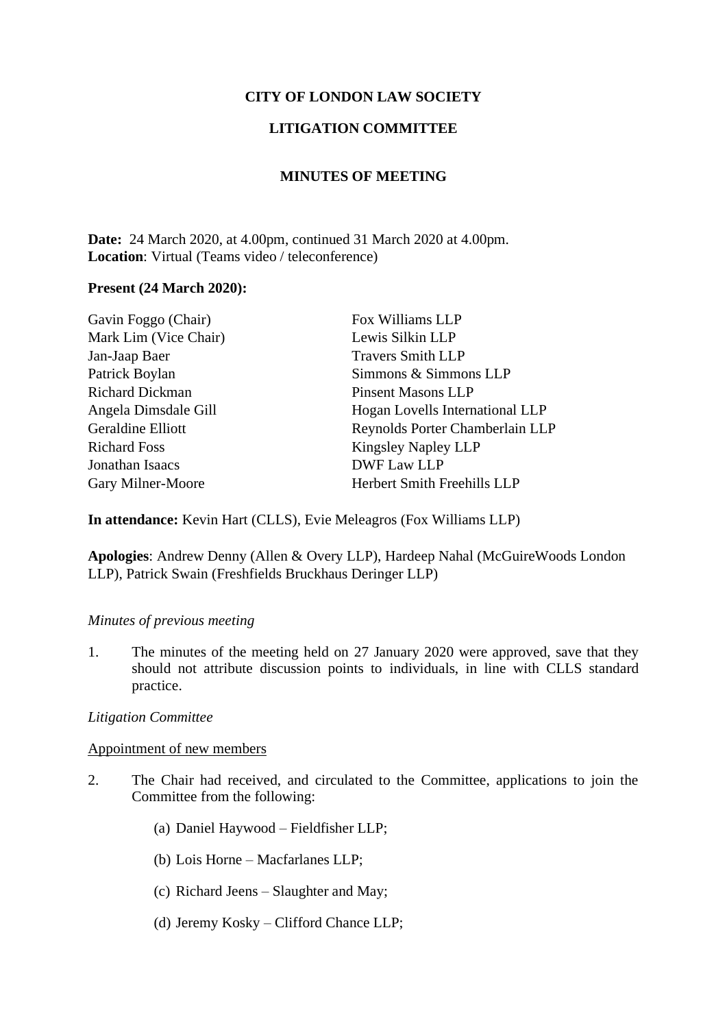**CITY OF LONDON LAW SOCIETY**

**LITIGATION COMMITTEE**

**MINUTES OF MEETING**

**Date:** 24 March 2020, at 4.00pm, continued 31 March 2020 at 4.00pm.
**Location**: Virtual (Teams video / teleconference)

**Present (24 March 2020):**

| | |
|---|---|
| Gavin Foggo (Chair) | Fox Williams LLP |
| Mark Lim (Vice Chair) | Lewis Silkin LLP |
| Jan-Jaap Baer | Travers Smith LLP |
| Patrick Boylan | Simmons & Simmons LLP |
| Richard Dickman | Pinsent Masons LLP |
| Angela Dimsdale Gill | Hogan Lovells International LLP |
| Geraldine Elliott | Reynolds Porter Chamberlain LLP |
| Richard Foss | Kingsley Napley LLP |
| Jonathan Isaacs | DWF Law LLP |
| Gary Milner-Moore | Herbert Smith Freehills LLP |

**In attendance:** Kevin Hart (CLLS), Evie Meleagros (Fox Williams LLP)

**Apologies**: Andrew Denny (Allen & Overy LLP), Hardeep Nahal (McGuireWoods London LLP), Patrick Swain (Freshfields Bruckhaus Deringer LLP)

*Minutes of previous meeting*

1. The minutes of the meeting held on 27 January 2020 were approved, save that they should not attribute discussion points to individuals, in line with CLLS standard practice.

*Litigation Committee*

Appointment of new members

2. The Chair had received, and circulated to the Committee, applications to join the Committee from the following:

   (a) Daniel Haywood – Fieldfisher LLP;

   (b) Lois Horne – Macfarlanes LLP;

   (c) Richard Jeens – Slaughter and May;

   (d) Jeremy Kosky – Clifford Chance LLP;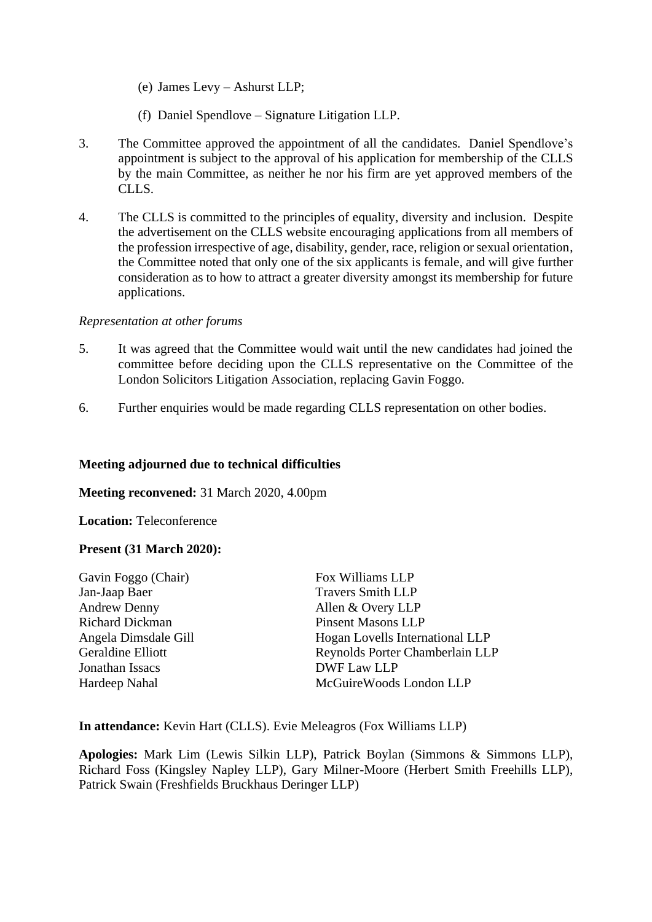(e) James Levy – Ashurst LLP;

(f) Daniel Spendlove – Signature Litigation LLP.

3. The Committee approved the appointment of all the candidates. Daniel Spendlove's appointment is subject to the approval of his application for membership of the CLLS by the main Committee, as neither he nor his firm are yet approved members of the CLLS.

4. The CLLS is committed to the principles of equality, diversity and inclusion. Despite the advertisement on the CLLS website encouraging applications from all members of the profession irrespective of age, disability, gender, race, religion or sexual orientation, the Committee noted that only one of the six applicants is female, and will give further consideration as to how to attract a greater diversity amongst its membership for future applications.

*Representation at other forums*

5. It was agreed that the Committee would wait until the new candidates had joined the committee before deciding upon the CLLS representative on the Committee of the London Solicitors Litigation Association, replacing Gavin Foggo.

6. Further enquiries would be made regarding CLLS representation on other bodies.

**Meeting adjourned due to technical difficulties**

**Meeting reconvened:** 31 March 2020, 4.00pm

**Location:** Teleconference

**Present (31 March 2020):**

| | |
|---|---|
| Gavin Foggo (Chair) | Fox Williams LLP |
| Jan-Jaap Baer | Travers Smith LLP |
| Andrew Denny | Allen & Overy LLP |
| Richard Dickman | Pinsent Masons LLP |
| Angela Dimsdale Gill | Hogan Lovells International LLP |
| Geraldine Elliott | Reynolds Porter Chamberlain LLP |
| Jonathan Issacs | DWF Law LLP |
| Hardeep Nahal | McGuireWoods London LLP |

**In attendance:** Kevin Hart (CLLS). Evie Meleagros (Fox Williams LLP)

**Apologies:** Mark Lim (Lewis Silkin LLP), Patrick Boylan (Simmons & Simmons LLP), Richard Foss (Kingsley Napley LLP), Gary Milner-Moore (Herbert Smith Freehills LLP), Patrick Swain (Freshfields Bruckhaus Deringer LLP)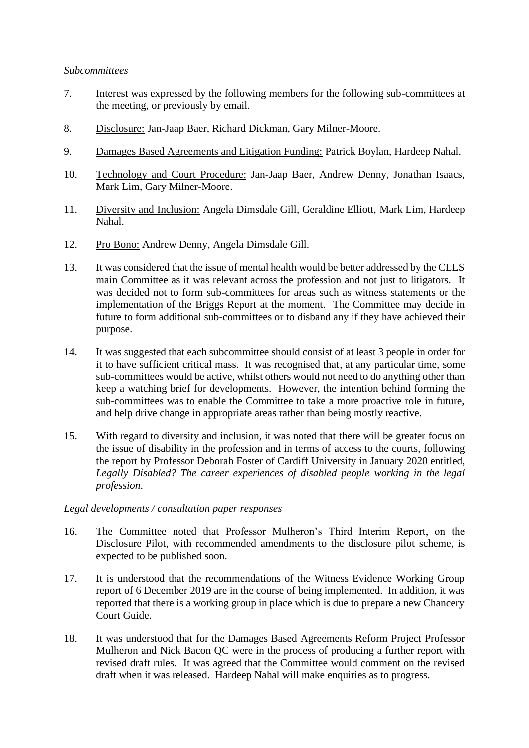*Subcommittees*

7. Interest was expressed by the following members for the following sub-committees at the meeting, or previously by email.

8. <u>Disclosure:</u> Jan-Jaap Baer, Richard Dickman, Gary Milner-Moore.

9. <u>Damages Based Agreements and Litigation Funding:</u> Patrick Boylan, Hardeep Nahal.

10. <u>Technology and Court Procedure:</u> Jan-Jaap Baer, Andrew Denny, Jonathan Isaacs, Mark Lim, Gary Milner-Moore.

11. <u>Diversity and Inclusion:</u> Angela Dimsdale Gill, Geraldine Elliott, Mark Lim, Hardeep Nahal.

12. <u>Pro Bono:</u> Andrew Denny, Angela Dimsdale Gill.

13. It was considered that the issue of mental health would be better addressed by the CLLS main Committee as it was relevant across the profession and not just to litigators. It was decided not to form sub-committees for areas such as witness statements or the implementation of the Briggs Report at the moment. The Committee may decide in future to form additional sub-committees or to disband any if they have achieved their purpose.

14. It was suggested that each subcommittee should consist of at least 3 people in order for it to have sufficient critical mass. It was recognised that, at any particular time, some sub-committees would be active, whilst others would not need to do anything other than keep a watching brief for developments. However, the intention behind forming the sub-committees was to enable the Committee to take a more proactive role in future, and help drive change in appropriate areas rather than being mostly reactive.

15. With regard to diversity and inclusion, it was noted that there will be greater focus on the issue of disability in the profession and in terms of access to the courts, following the report by Professor Deborah Foster of Cardiff University in January 2020 entitled, *Legally Disabled? The career experiences of disabled people working in the legal profession*.

*Legal developments / consultation paper responses*

16. The Committee noted that Professor Mulheron's Third Interim Report, on the Disclosure Pilot, with recommended amendments to the disclosure pilot scheme, is expected to be published soon.

17. It is understood that the recommendations of the Witness Evidence Working Group report of 6 December 2019 are in the course of being implemented. In addition, it was reported that there is a working group in place which is due to prepare a new Chancery Court Guide.

18. It was understood that for the Damages Based Agreements Reform Project Professor Mulheron and Nick Bacon QC were in the process of producing a further report with revised draft rules. It was agreed that the Committee would comment on the revised draft when it was released. Hardeep Nahal will make enquiries as to progress.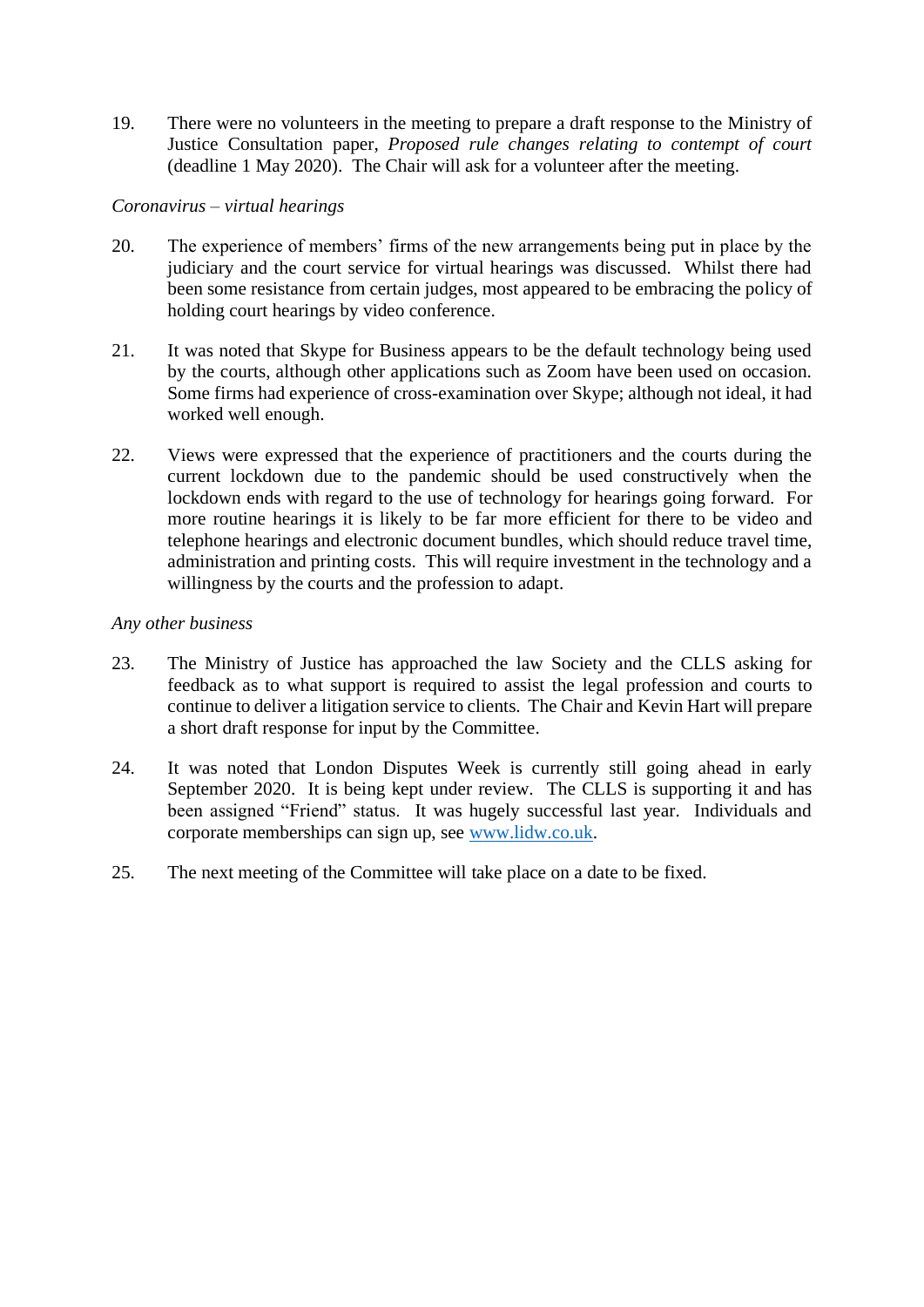19. There were no volunteers in the meeting to prepare a draft response to the Ministry of Justice Consultation paper, *Proposed rule changes relating to contempt of court* (deadline 1 May 2020). The Chair will ask for a volunteer after the meeting.

*Coronavirus – virtual hearings*

20. The experience of members' firms of the new arrangements being put in place by the judiciary and the court service for virtual hearings was discussed. Whilst there had been some resistance from certain judges, most appeared to be embracing the policy of holding court hearings by video conference.

21. It was noted that Skype for Business appears to be the default technology being used by the courts, although other applications such as Zoom have been used on occasion. Some firms had experience of cross-examination over Skype; although not ideal, it had worked well enough.

22. Views were expressed that the experience of practitioners and the courts during the current lockdown due to the pandemic should be used constructively when the lockdown ends with regard to the use of technology for hearings going forward. For more routine hearings it is likely to be far more efficient for there to be video and telephone hearings and electronic document bundles, which should reduce travel time, administration and printing costs. This will require investment in the technology and a willingness by the courts and the profession to adapt.

*Any other business*

23. The Ministry of Justice has approached the law Society and the CLLS asking for feedback as to what support is required to assist the legal profession and courts to continue to deliver a litigation service to clients. The Chair and Kevin Hart will prepare a short draft response for input by the Committee.

24. It was noted that London Disputes Week is currently still going ahead in early September 2020. It is being kept under review. The CLLS is supporting it and has been assigned "Friend" status. It was hugely successful last year. Individuals and corporate memberships can sign up, see [www.lidw.co.uk](http://www.lidw.co.uk).

25. The next meeting of the Committee will take place on a date to be fixed.